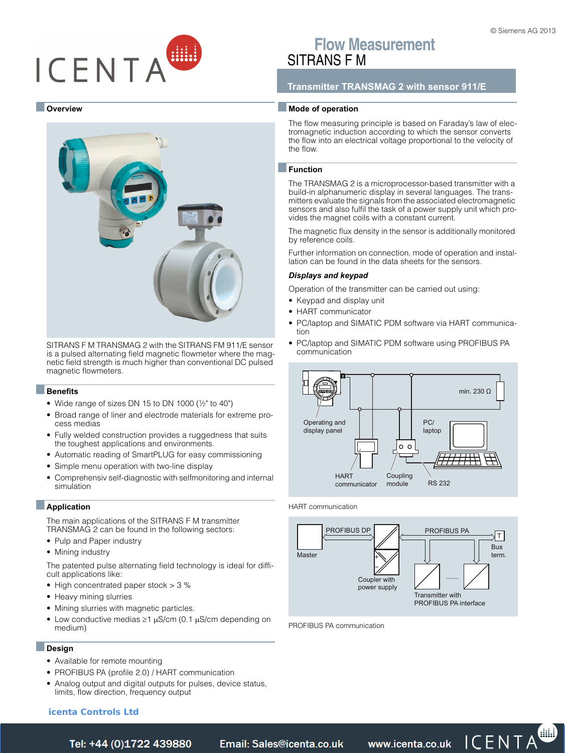# Flow Measurement
## SITRANS F M

### Transmitter TRANSMAG 2 with sensor 911/E

## Overview

SITRANS F M TRANSMAG 2 with the SITRANS FM 911/E sensor is a pulsed alternating field magnetic flowmeter where the magnetic field strength is much higher than conventional DC pulsed magnetic flowmeters.

## Benefits

- Wide range of sizes DN 15 to DN 1000 (½" to 40")
- Broad range of liner and electrode materials for extreme process medias
- Fully welded construction provides a ruggedness that suits the toughest applications and environments.
- Automatic reading of SmartPLUG for easy commissioning
- Simple menu operation with two-line display
- Comprehensiv self-diagnostic with selfmonitoring and internal simulation

## Application

The main applications of the SITRANS F M transmitter TRANSMAG 2 can be found in the following sectors:

- Pulp and Paper industry
- Mining industry

The patented pulse alternating field technology is ideal for difficult applications like:

- High concentrated paper stock > 3 %
- Heavy mining slurries
- Mining slurries with magnetic particles.
- Low conductive medias ≥1 µS/cm (0.1 µS/cm depending on medium)

## Design

- Available for remote mounting
- PROFIBUS PA (profile 2.0) / HART communication
- Analog output and digital outputs for pulses, device status, limits, flow direction, frequency output

## Mode of operation

The flow measuring principle is based on Faraday's law of electromagnetic induction according to which the sensor converts the flow into an electrical voltage proportional to the velocity of the flow.

## Function

The TRANSMAG 2 is a microprocessor-based transmitter with a build-in alphanumeric display in several languages. The transmitters evaluate the signals from the associated electromagnetic sensors and also fulfil the task of a power supply unit which provides the magnet coils with a constant current.

The magnetic flux density in the sensor is additionally monitored by reference coils.

Further information on connection, mode of operation and installation can be found in the data sheets for the sensors.

### *Displays and keypad*

Operation of the transmitter can be carried out using:

- Keypad and display unit
- HART communicator
- PC/laptop and SIMATIC PDM software via HART communication
- PC/laptop and SIMATIC PDM software using PROFIBUS PA communication

HART communication

PROFIBUS PA communication

**icenta Controls Ltd**

Tel: +44 (0)1722 439880 Email: Sales@icenta.co.uk www.icenta.co.uk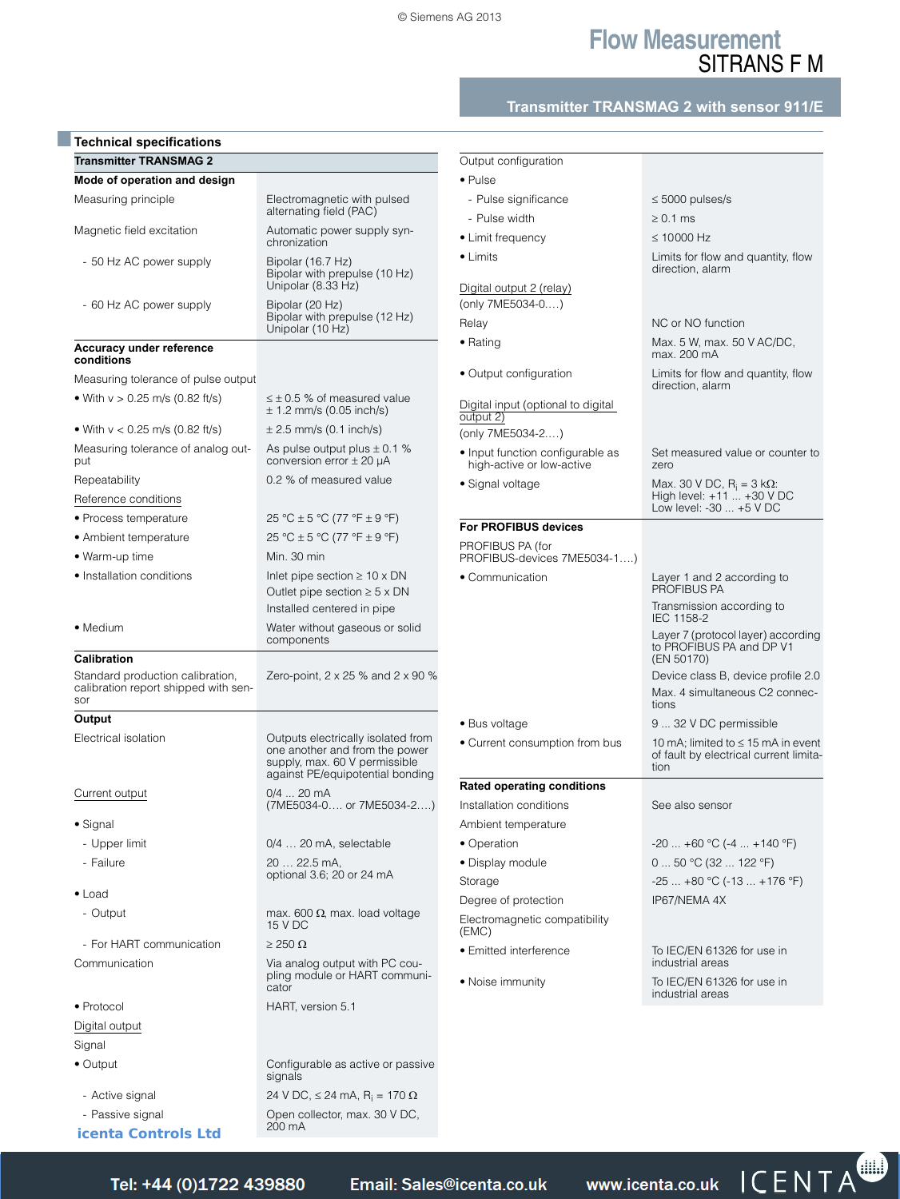# Flow Measurement
## SITRANS F M
### Transmitter TRANSMAG 2 with sensor 911/E

## Technical specifications

| Transmitter TRANSMAG 2 | |
|---|---|
| **Mode of operation and design** | |
| Measuring principle | Electromagnetic with pulsed alternating field (PAC) |
| Magnetic field excitation | Automatic power supply synchronization |
| - 50 Hz AC power supply | Bipolar (16.7 Hz)<br>Bipolar with prepulse (10 Hz)<br>Unipolar (8.33 Hz) |
| - 60 Hz AC power supply | Bipolar (20 Hz)<br>Bipolar with prepulse (12 Hz)<br>Unipolar (10 Hz) |
| **Accuracy under reference conditions** | |
| Measuring tolerance of pulse output | |
| • With v > 0.25 m/s (0.82 ft/s) | ≤ ± 0.5 % of measured value<br>± 1.2 mm/s (0.05 inch/s) |
| • With v < 0.25 m/s (0.82 ft/s) | ± 2.5 mm/s (0.1 inch/s) |
| Measuring tolerance of analog output | As pulse output plus ± 0.1 % conversion error ± 20 μA |
| Repeatability | 0.2 % of measured value |
| Reference conditions | |
| • Process temperature | 25 °C ± 5 °C (77 °F ± 9 °F) |
| • Ambient temperature | 25 °C ± 5 °C (77 °F ± 9 °F) |
| • Warm-up time | Min. 30 min |
| • Installation conditions | Inlet pipe section ≥ 10 x DN<br>Outlet pipe section ≥ 5 x DN<br>Installed centered in pipe |
| • Medium | Water without gaseous or solid components |
| **Calibration** | |
| Standard production calibration, calibration report shipped with sensor | Zero-point, 2 x 25 % and 2 x 90 % |
| **Output** | |
| Electrical isolation | Outputs electrically isolated from one another and from the power supply, max. 60 V permissible against PE/equipotential bonding |
| Current output | 0/4 ... 20 mA<br>(7ME5034-0…. or 7ME5034-2….) |
| • Signal | |
| - Upper limit | 0/4 … 20 mA, selectable |
| - Failure | 20 … 22.5 mA,<br>optional 3.6; 20 or 24 mA |
| • Load | |
| - Output | max. 600 Ω, max. load voltage 15 V DC |
| - For HART communication | ≥ 250 Ω |
| Communication | Via analog output with PC coupling module or HART communicator |
| • Protocol | HART, version 5.1 |
| Digital output | |
| Signal | |
| • Output | Configurable as active or passive signals |
| - Active signal | 24 V DC, ≤ 24 mA, $R_i$ = 170 Ω |
| - Passive signal | Open collector, max. 30 V DC, 200 mA |
| Output configuration | |
| • Pulse | |
| - Pulse significance | ≤ 5000 pulses/s |
| - Pulse width | ≥ 0.1 ms |
| • Limit frequency | ≤ 10000 Hz |
| • Limits | Limits for flow and quantity, flow direction, alarm |
| Digital output 2 (relay)<br>(only 7ME5034-0….) | |
| Relay | NC or NO function |
| • Rating | Max. 5 W, max. 50 V AC/DC, max. 200 mA |
| • Output configuration | Limits for flow and quantity, flow direction, alarm |
| Digital input (optional to digital output 2)<br>(only 7ME5034-2….) | |
| • Input function configurable as high-active or low-active | Set measured value or counter to zero |
| • Signal voltage | Max. 30 V DC, $R_i$ = 3 kΩ:<br>High level: +11 ... +30 V DC<br>Low level: -30 ... +5 V DC |
| **For PROFIBUS devices** | |
| PROFIBUS PA (for PROFIBUS-devices 7ME5034-1….) | |
| • Communication | Layer 1 and 2 according to PROFIBUS PA<br>Transmission according to IEC 1158-2<br>Layer 7 (protocol layer) according to PROFIBUS PA and DP V1 (EN 50170)<br>Device class B, device profile 2.0<br>Max. 4 simultaneous C2 connections |
| • Bus voltage | 9 ... 32 V DC permissible |
| • Current consumption from bus | 10 mA; limited to ≤ 15 mA in event of fault by electrical current limitation |
| **Rated operating conditions** | |
| Installation conditions | See also sensor |
| Ambient temperature | |
| • Operation | -20 ... +60 °C (-4 ... +140 °F) |
| • Display module | 0 ... 50 °C (32 ... 122 °F) |
| Storage | -25 ... +80 °C (-13 ... +176 °F) |
| Degree of protection | IP67/NEMA 4X |
| Electromagnetic compatibility (EMC) | |
| • Emitted interference | To IEC/EN 61326 for use in industrial areas |
| • Noise immunity | To IEC/EN 61326 for use in industrial areas |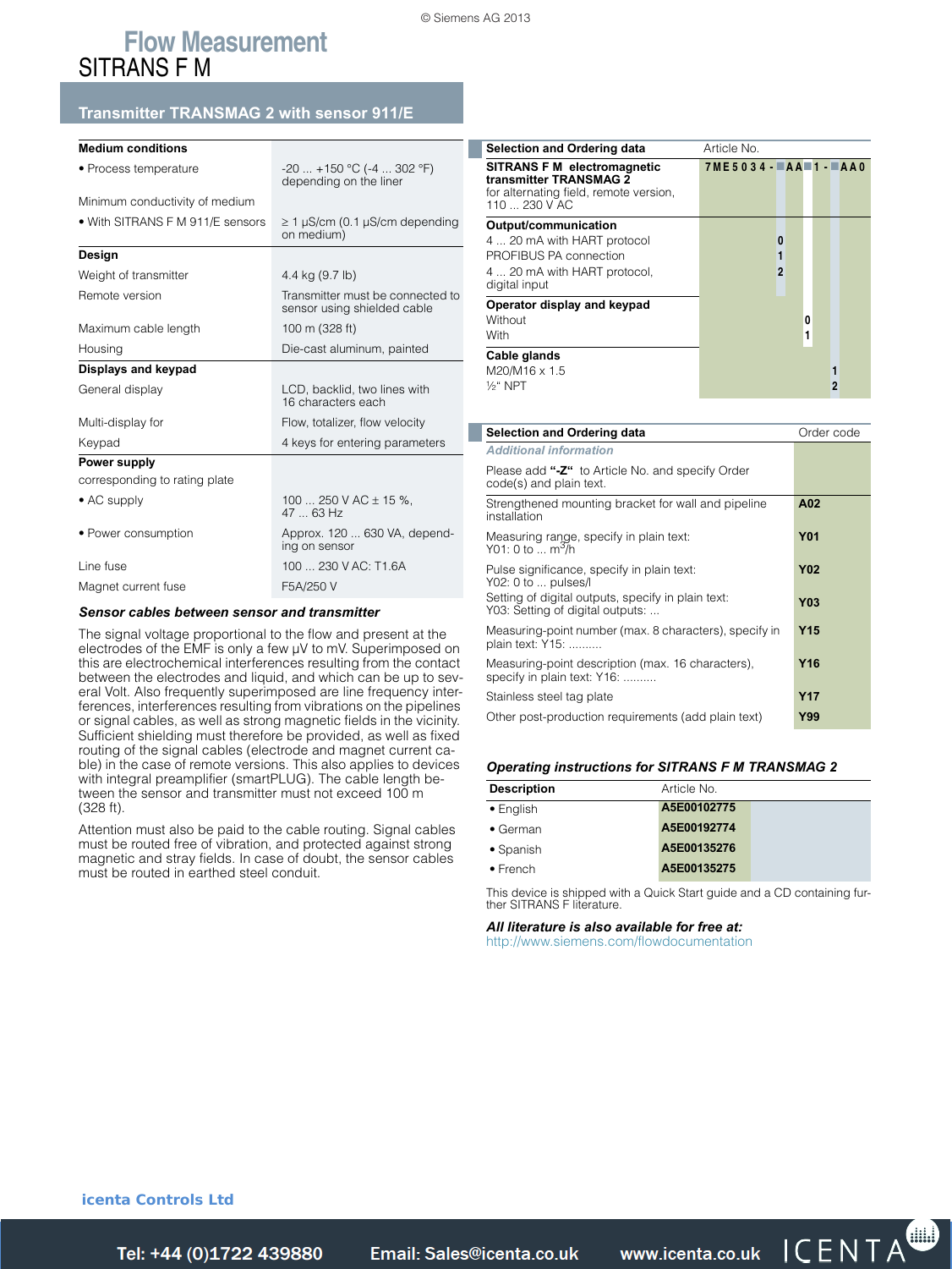# Flow Measurement
## SITRANS F M

### Transmitter TRANSMAG 2 with sensor 911/E

| **Medium conditions** | |
|---|---|
| • Process temperature | -20 ... +150 °C (-4 ... 302 °F) depending on the liner |
| Minimum conductivity of medium | |
| • With SITRANS F M 911/E sensors | ≥ 1 µS/cm (0.1 µS/cm depending on medium) |
| **Design** | |
| Weight of transmitter | 4.4 kg (9.7 lb) |
| Remote version | Transmitter must be connected to sensor using shielded cable |
| Maximum cable length | 100 m (328 ft) |
| Housing | Die-cast aluminum, painted |
| **Displays and keypad** | |
| General display | LCD, backlit, two lines with 16 characters each |
| Multi-display for | Flow, totalizer, flow velocity |
| Keypad | 4 keys for entering parameters |
| **Power supply** | |
| corresponding to rating plate | |
| • AC supply | 100 ... 250 V AC ± 15 %, 47 ... 63 Hz |
| • Power consumption | Approx. 120 ... 630 VA, depending on sensor |
| Line fuse | 100 ... 230 V AC: T1.6A |
| Magnet current fuse | F5A/250 V |

***Sensor cables between sensor and transmitter***

The signal voltage proportional to the flow and present at the electrodes of the EMF is only a few µV to mV. Superimposed on this are electrochemical interferences resulting from the contact between the electrodes and liquid, and which can be up to several Volt. Also frequently superimposed are line frequency interferences, interferences resulting from vibrations on the pipelines or signal cables, as well as strong magnetic fields in the vicinity. Sufficient shielding must therefore be provided, as well as fixed routing of the signal cables (electrode and magnet current cable) in the case of remote versions. This also applies to devices with integral preamplifier (smartPLUG). The cable length between the sensor and transmitter must not exceed 100 m (328 ft).

Attention must also be paid to the cable routing. Signal cables must be routed free of vibration, and protected against strong magnetic and stray fields. In case of doubt, the sensor cables must be routed in earthed steel conduit.

| **Selection and Ordering data** | Article No. |
|---|---|
| **SITRANS F M electromagnetic transmitter TRANSMAG 2** for alternating field, remote version, 110 ... 230 V AC | **7ME5034-■AA■1-■AA0** |
| **Output/communication** | |
| 4 ... 20 mA with HART protocol | **0** |
| PROFIBUS PA connection | **1** |
| 4 ... 20 mA with HART protocol, digital input | **2** |
| **Operator display and keypad** | |
| Without | **0** |
| With | **1** |
| **Cable glands** | |
| M20/M16 x 1.5 | **1** |
| ½" NPT | **2** |

| **Selection and Ordering data** | Order code |
|---|---|
| ***Additional information*** | |
| Please add **"-Z"** to Article No. and specify Order code(s) and plain text. | |
| Strengthened mounting bracket for wall and pipeline installation | **A02** |
| Measuring range, specify in plain text: Y01: 0 to ... m³/h | **Y01** |
| Pulse significance, specify in plain text: Y02: 0 to ... pulses/l | **Y02** |
| Setting of digital outputs, specify in plain text: Y03: Setting of digital outputs: ... | **Y03** |
| Measuring-point number (max. 8 characters), specify in plain text: Y15: .......... | **Y15** |
| Measuring-point description (max. 16 characters), specify in plain text: Y16: .......... | **Y16** |
| Stainless steel tag plate | **Y17** |
| Other post-production requirements (add plain text) | **Y99** |

***Operating instructions for SITRANS F M TRANSMAG 2***

| **Description** | Article No. |
|---|---|
| • English | **A5E00102775** |
| • German | **A5E00192774** |
| • Spanish | **A5E00135276** |
| • French | **A5E00135275** |

This device is shipped with a Quick Start guide and a CD containing further SITRANS F literature.

***All literature is also available for free at:***
http://www.siemens.com/flowdocumentation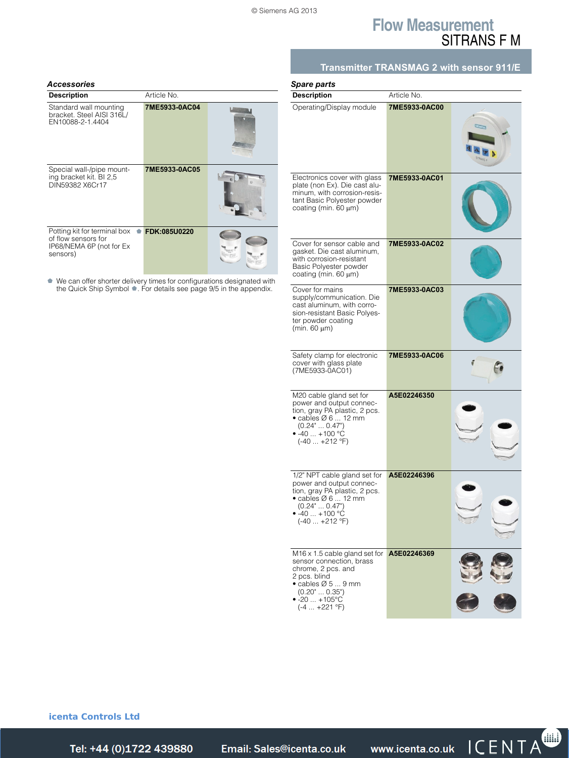© Siemens AG 2013

# Flow Measurement
## SITRANS F M

### Transmitter TRANSMAG 2 with sensor 911/E

### *Accessories*

| Description | Article No. |
|---|---|
| Standard wall mounting bracket. Steel AISI 316L/ EN10088-2-1.4404 | **7ME5933-0AC04** |
| Special wall-/pipe mounting bracket kit. Bl 2,5 DIN59382 X6Cr17 | **7ME5933-0AC05** |
| Potting kit for terminal box of flow sensors for IP68/NEMA 6P (not for Ex sensors) ⬟ | **FDK:085U0220** |

⬟ We can offer shorter delivery times for configurations designated with the Quick Ship Symbol ⬟. For details see page 9/5 in the appendix.

### *Spare parts*

| Description | Article No. |
|---|---|
| Operating/Display module | **7ME5933-0AC00** |
| Electronics cover with glass plate (non Ex). Die cast aluminum, with corrosion-resistant Basic Polyester powder coating (min. 60 µm) | **7ME5933-0AC01** |
| Cover for sensor cable and gasket. Die cast aluminum, with corrosion-resistant Basic Polyester powder coating (min. 60 µm) | **7ME5933-0AC02** |
| Cover for mains supply/communication. Die cast aluminum, with corrosion-resistant Basic Polyester powder coating (min. 60 µm) | **7ME5933-0AC03** |
| Safety clamp for electronic cover with glass plate (7ME5933-0AC01) | **7ME5933-0AC06** |
| M20 cable gland set for power and output connection, gray PA plastic, 2 pcs.<br>• cables Ø 6 ... 12 mm (0.24" ... 0.47")<br>• -40 ... +100 °C (-40 ... +212 °F) | **A5E02246350** |
| 1/2" NPT cable gland set for power and output connection, gray PA plastic, 2 pcs.<br>• cables Ø 6 ... 12 mm (0.24" ... 0.47")<br>• -40 ... +100 °C (-40 ... +212 °F) | **A5E02246396** |
| M16 x 1.5 cable gland set for sensor connection, brass chrome, 2 pcs. and 2 pcs. blind<br>• cables Ø 5 ... 9 mm (0.20" ... 0.35")<br>• -20 ... +105°C (-4 ... +221 °F) | **A5E02246369** |

**icenta Controls Ltd**

Tel: +44 (0)1722 439880 Email: Sales@icenta.co.uk www.icenta.co.uk ICENTA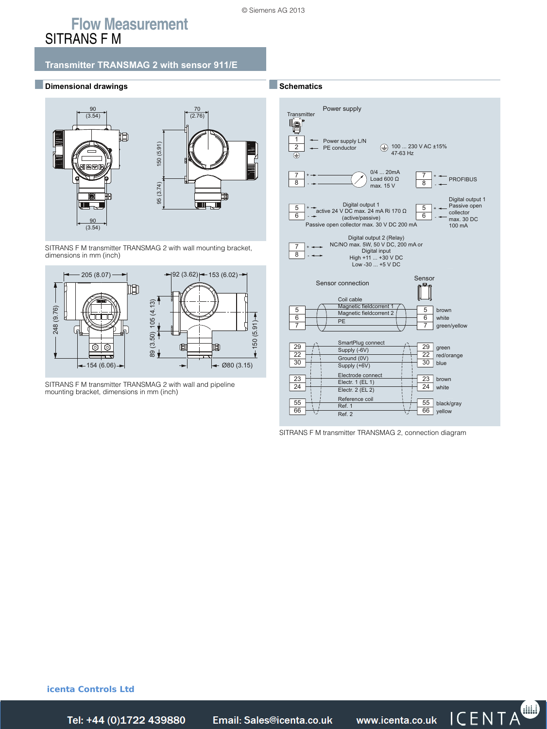# Flow Measurement

## SITRANS F M

### Transmitter TRANSMAG 2 with sensor 911/E

#### Dimensional drawings

SITRANS F M transmitter TRANSMAG 2 with wall mounting bracket, dimensions in mm (inch)

SITRANS F M transmitter TRANSMAG 2 with wall and pipeline mounting bracket, dimensions in mm (inch)

#### Schematics

SITRANS F M transmitter TRANSMAG 2, connection diagram

icenta Controls Ltd

Tel: +44 (0)1722 439880 Email: Sales@icenta.co.uk www.icenta.co.uk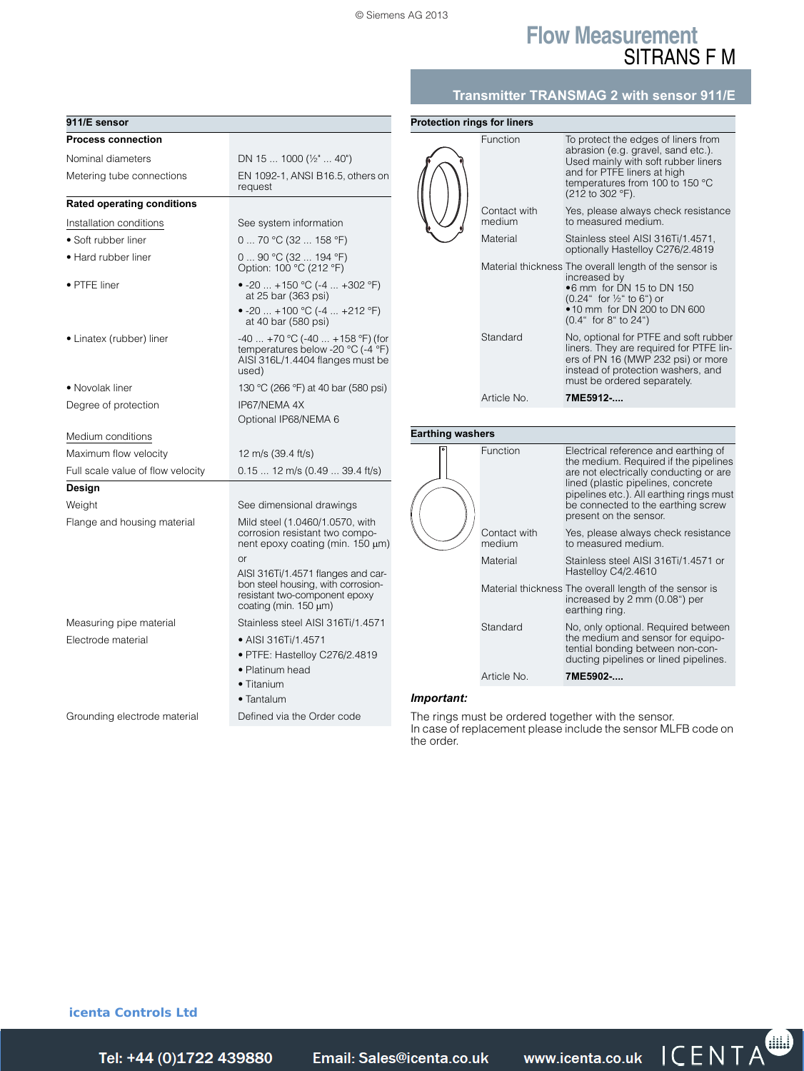# Flow Measurement
## SITRANS F M

### Transmitter TRANSMAG 2 with sensor 911/E

| 911/E sensor | |
|---|---|
| **Process connection** | |
| Nominal diameters | DN 15 ... 1000 (½" ... 40") |
| Metering tube connections | EN 1092-1, ANSI B16.5, others on request |
| **Rated operating conditions** | |
| Installation conditions | See system information |
| • Soft rubber liner | 0 ... 70 °C (32 ... 158 °F) |
| • Hard rubber liner | 0 ... 90 °C (32 ... 194 °F) Option: 100 °C (212 °F) |
| • PTFE liner | • -20 ... +150 °C (-4 ... +302 °F) at 25 bar (363 psi) • -20 ... +100 °C (-4 ... +212 °F) at 40 bar (580 psi) |
| • Linatex (rubber) liner | -40 ... +70 °C (-40 ... +158 °F) (for temperatures below -20 °C (-4 °F) AISI 316L/1.4404 flanges must be used) |
| • Novolak liner | 130 °C (266 °F) at 40 bar (580 psi) |
| Degree of protection | IP67/NEMA 4X Optional IP68/NEMA 6 |
| Medium conditions | |
| Maximum flow velocity | 12 m/s (39.4 ft/s) |
| Full scale value of flow velocity | 0.15 ... 12 m/s (0.49 ... 39.4 ft/s) |
| **Design** | |
| Weight | See dimensional drawings |
| Flange and housing material | Mild steel (1.0460/1.0570, with corrosion resistant two component epoxy coating (min. 150 µm) or AISI 316Ti/1.4571 flanges and carbon steel housing, with corrosion-resistant two-component epoxy coating (min. 150 µm) |
| Measuring pipe material | Stainless steel AISI 316Ti/1.4571 |
| Electrode material | • AISI 316Ti/1.4571 • PTFE: Hastelloy C276/2.4819 • Platinum head • Titanium • Tantalum |
| Grounding electrode material | Defined via the Order code |

| Protection rings for liners | |
|---|---|
| Function | To protect the edges of liners from abrasion (e.g. gravel, sand etc.). Used mainly with soft rubber liners and for PTFE liners at high temperatures from 100 to 150 °C (212 to 302 °F). |
| Contact with medium | Yes, please always check resistance to measured medium. |
| Material | Stainless steel AISI 316Ti/1.4571, optionally Hastelloy C276/2.4819 |
| Material thickness | The overall length of the sensor is increased by •6 mm for DN 15 to DN 150 (0.24" for ½" to 6") or •10 mm for DN 200 to DN 600 (0.4" for 8" to 24") |
| Standard | No, optional for PTFE and soft rubber liners. They are required for PTFE liners of PN 16 (MWP 232 psi) or more instead of protection washers, and must be ordered separately. |
| Article No. | **7ME5912-....** |

| Earthing washers | |
|---|---|
| Function | Electrical reference and earthing of the medium. Required if the pipelines are not electrically conducting or are lined (plastic pipelines, concrete pipelines etc.). All earthing rings must be connected to the earthing screw present on the sensor. |
| Contact with medium | Yes, please always check resistance to measured medium. |
| Material | Stainless steel AISI 316Ti/1.4571 or Hastelloy C4/2.4610 |
| Material thickness | The overall length of the sensor is increased by 2 mm (0.08") per earthing ring. |
| Standard | No, only optional. Required between the medium and sensor for equipotential bonding between non-conducting pipelines or lined pipelines. |
| Article No. | **7ME5902-....** |

***Important:***

The rings must be ordered together with the sensor.
In case of replacement please include the sensor MLFB code on the order.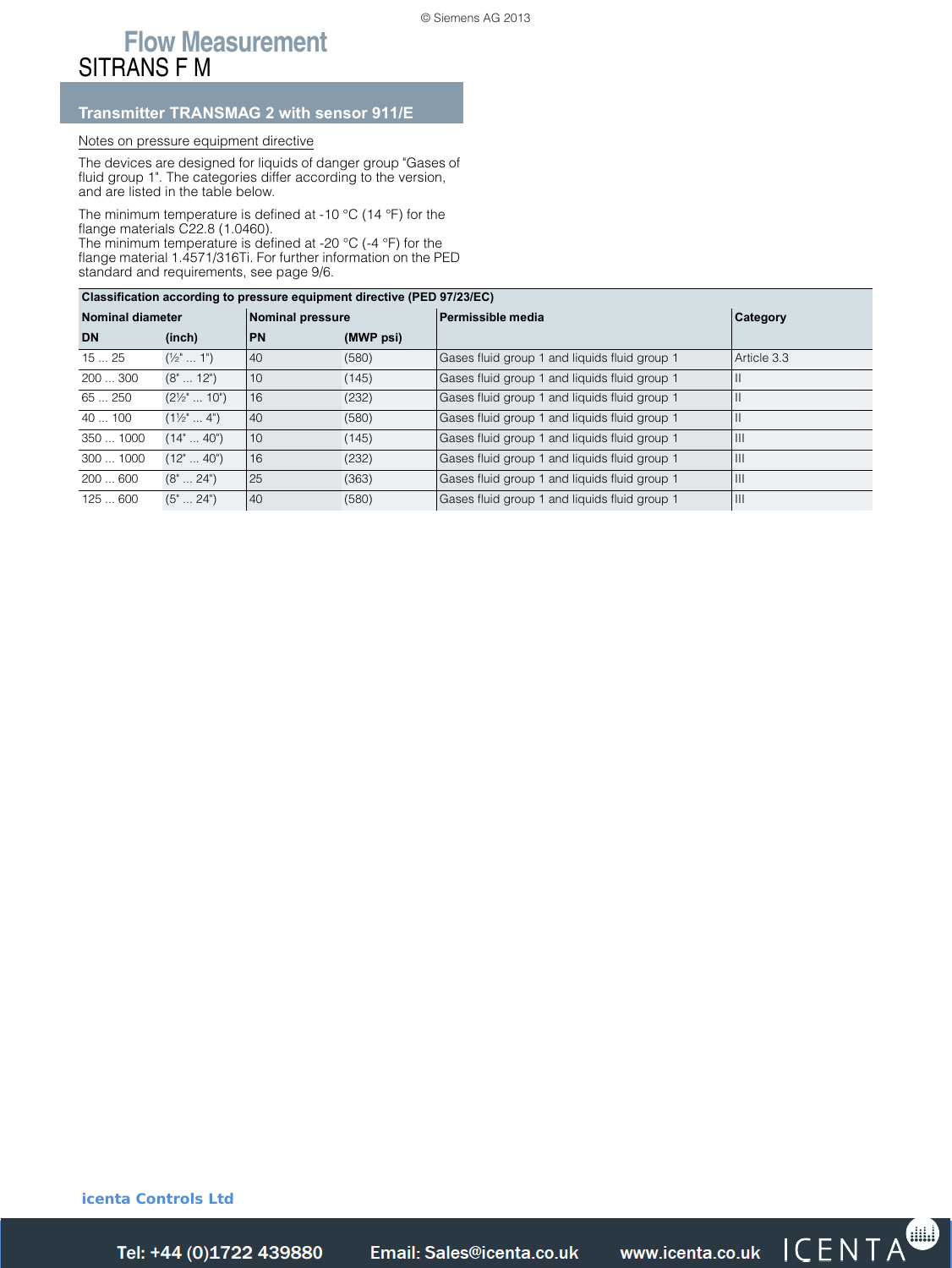# Flow Measurement

## SITRANS F M

### Transmitter TRANSMAG 2 with sensor 911/E

Notes on pressure equipment directive

The devices are designed for liquids of danger group "Gases of fluid group 1". The categories differ according to the version, and are listed in the table below.

The minimum temperature is defined at -10 °C (14 °F) for the flange materials C22.8 (1.0460).
The minimum temperature is defined at -20 °C (-4 °F) for the flange material 1.4571/316Ti. For further information on the PED standard and requirements, see page 9/6.

| Classification according to pressure equipment directive (PED 97/23/EC) | | | | | |
|---|---|---|---|---|---|
| **Nominal diameter** | | **Nominal pressure** | | **Permissible media** | **Category** |
| **DN** | **(inch)** | **PN** | **(MWP psi)** | | |
| 15 ... 25 | (½" ... 1") | 40 | (580) | Gases fluid group 1 and liquids fluid group 1 | Article 3.3 |
| 200 ... 300 | (8" ... 12") | 10 | (145) | Gases fluid group 1 and liquids fluid group 1 | II |
| 65 ... 250 | (2½" ... 10") | 16 | (232) | Gases fluid group 1 and liquids fluid group 1 | II |
| 40 ... 100 | (1½" ... 4") | 40 | (580) | Gases fluid group 1 and liquids fluid group 1 | II |
| 350 ... 1000 | (14" ... 40") | 10 | (145) | Gases fluid group 1 and liquids fluid group 1 | III |
| 300 ... 1000 | (12" ... 40") | 16 | (232) | Gases fluid group 1 and liquids fluid group 1 | III |
| 200 ... 600 | (8" ... 24") | 25 | (363) | Gases fluid group 1 and liquids fluid group 1 | III |
| 125 ... 600 | (5" ... 24") | 40 | (580) | Gases fluid group 1 and liquids fluid group 1 | III |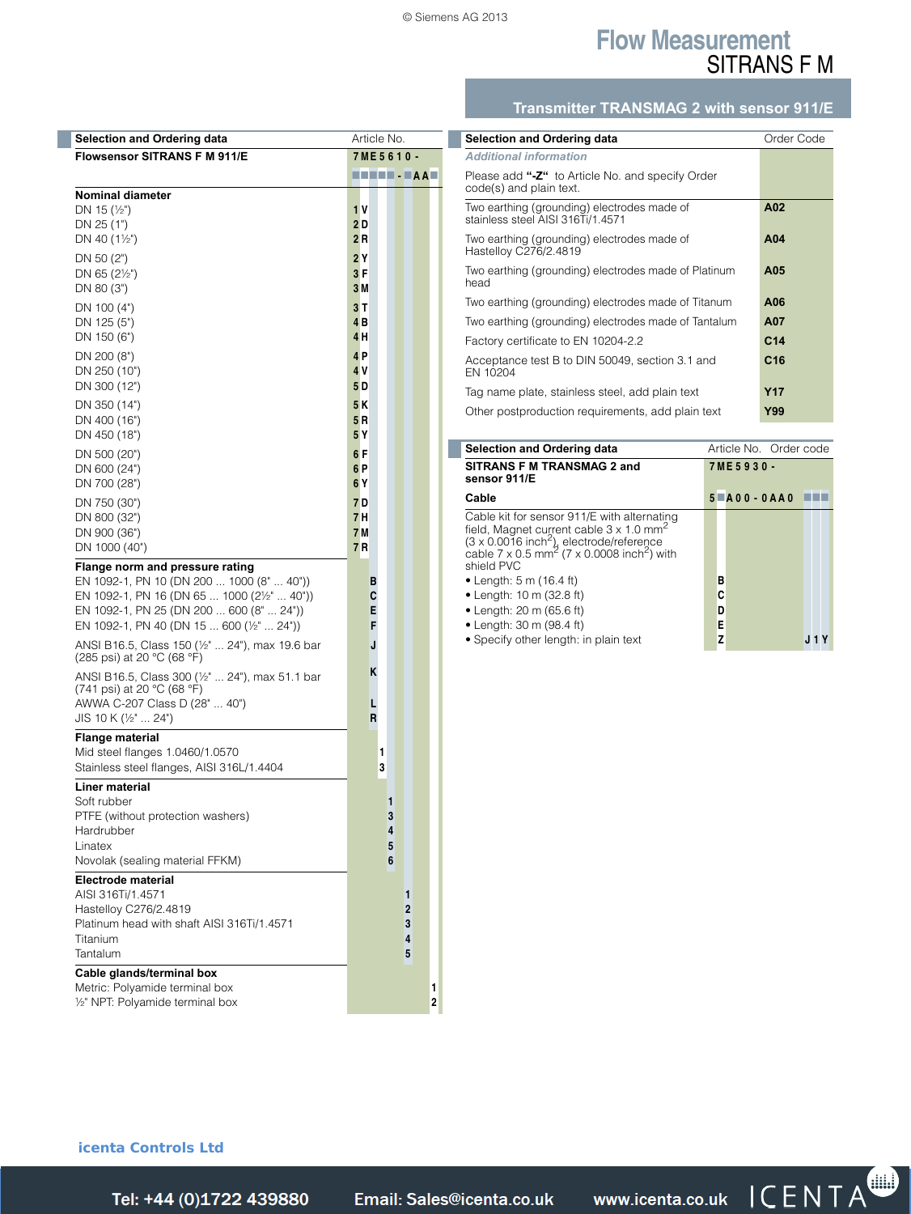# Flow Measurement

## SITRANS F M

### Transmitter TRANSMAG 2 with sensor 911/E

| Selection and Ordering data | Article No. |
|---|---|
| **Flowsensor SITRANS F M 911/E** | **7ME5610-** ■■■■■-■AA■ |
| **Nominal diameter** | |
| DN 15 (½") | 1V |
| DN 25 (1") | 2D |
| DN 40 (1½") | 2R |
| DN 50 (2") | 2Y |
| DN 65 (2½") | 3F |
| DN 80 (3") | 3M |
| DN 100 (4") | 3T |
| DN 125 (5") | 4B |
| DN 150 (6") | 4H |
| DN 200 (8") | 4P |
| DN 250 (10") | 4V |
| DN 300 (12") | 5D |
| DN 350 (14") | 5K |
| DN 400 (16") | 5R |
| DN 450 (18") | 5Y |
| DN 500 (20") | 6F |
| DN 600 (24") | 6P |
| DN 700 (28") | 6Y |
| DN 750 (30") | 7D |
| DN 800 (32") | 7H |
| DN 900 (36") | 7M |
| DN 1000 (40") | 7R |
| **Flange norm and pressure rating** | |
| EN 1092-1, PN 10 (DN 200 ... 1000 (8" ... 40")) | B |
| EN 1092-1, PN 16 (DN 65 ... 1000 (2½" ... 40")) | C |
| EN 1092-1, PN 25 (DN 200 ... 600 (8" ... 24")) | E |
| EN 1092-1, PN 40 (DN 15 ... 600 (½" ... 24")) | F |
| ANSI B16.5, Class 150 (½" ... 24"), max 19.6 bar (285 psi) at 20 °C (68 °F) | J |
| ANSI B16.5, Class 300 (½" ... 24"), max 51.1 bar (741 psi) at 20 °C (68 °F) | K |
| AWWA C-207 Class D (28" ... 40") | L |
| JIS 10 K (½" ... 24") | R |
| **Flange material** | |
| Mid steel flanges 1.0460/1.0570 | 1 |
| Stainless steel flanges, AISI 316L/1.4404 | 3 |
| **Liner material** | |
| Soft rubber | 1 |
| PTFE (without protection washers) | 3 |
| Hardrubber | 4 |
| Linatex | 5 |
| Novolak (sealing material FFKM) | 6 |
| **Electrode material** | |
| AISI 316Ti/1.4571 | 1 |
| Hastelloy C276/2.4819 | 2 |
| Platinum head with shaft AISI 316Ti/1.4571 | 3 |
| Titanium | 4 |
| Tantalum | 5 |
| **Cable glands/terminal box** | |
| Metric: Polyamide terminal box | 1 |
| ½" NPT: Polyamide terminal box | 2 |

| Selection and Ordering data | Order Code |
|---|---|
| *Additional information* | |
| Please add **"-Z"** to Article No. and specify Order code(s) and plain text. | |
| Two earthing (grounding) electrodes made of stainless steel AISI 316Ti/1.4571 | **A02** |
| Two earthing (grounding) electrodes made of Hastelloy C276/2.4819 | **A04** |
| Two earthing (grounding) electrodes made of Platinum head | **A05** |
| Two earthing (grounding) electrodes made of Titanum | **A06** |
| Two earthing (grounding) electrodes made of Tantalum | **A07** |
| Factory certificate to EN 10204-2.2 | **C14** |
| Acceptance test B to DIN 50049, section 3.1 and EN 10204 | **C16** |
| Tag name plate, stainless steel, add plain text | **Y17** |
| Other postproduction requirements, add plain text | **Y99** |

| Selection and Ordering data | Article No. | Order code |
|---|---|---|
| **SITRANS F M TRANSMAG 2 and sensor 911/E** | **7ME5930-** | |
| **Cable** | **5■A00-0AA0** | ■■■ |
| Cable kit for sensor 911/E with alternating field, Magnet current cable 3 x 1.0 $mm^2$ (3 x 0.0016 $inch^2$), electrode/reference cable 7 x 0.5 $mm^2$ (7 x 0.0008 $inch^2$) with shield PVC | | |
| • Length: 5 m (16.4 ft) | B | |
| • Length: 10 m (32.8 ft) | C | |
| • Length: 20 m (65.6 ft) | D | |
| • Length: 30 m (98.4 ft) | E | |
| • Specify other length: in plain text | Z | J1Y |

icenta Controls Ltd

Tel: +44 (0)1722 439880 Email: Sales@icenta.co.uk www.icenta.co.uk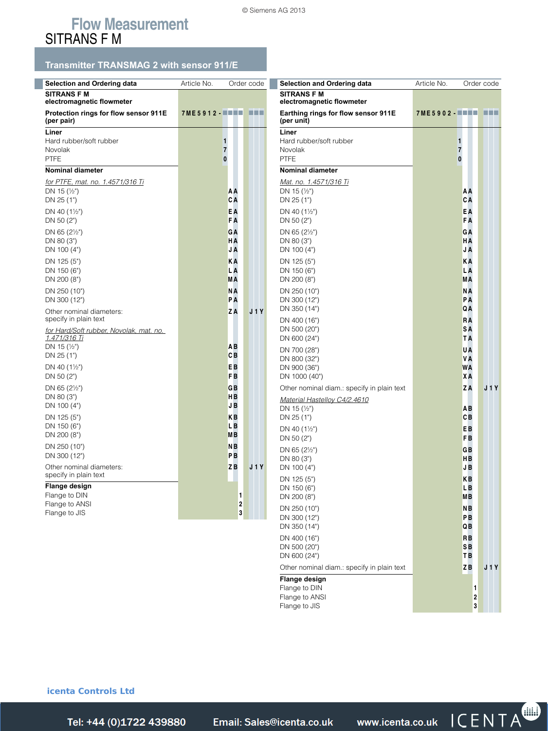# Flow Measurement

## SITRANS F M

### Transmitter TRANSMAG 2 with sensor 911/E

| Selection and Ordering data | Article No. | Order code |
|---|---|---|
| **SITRANS F M electromagnetic flowmeter** | | |
| **Protection rings for flow sensor 911E (per pair)** | **7ME5912-■■■■ ■■■** | |
| **Liner** | | |
| Hard rubber/soft rubber | 1 | |
| Novolak | 7 | |
| PTFE | 0 | |
| **Nominal diameter** | | |
| *for PTFE, mat. no. 1.4571/316 Ti* | | |
| DN 15 (½") | AA | |
| DN 25 (1") | CA | |
| DN 40 (1½") | EA | |
| DN 50 (2") | FA | |
| DN 65 (2½") | GA | |
| DN 80 (3") | HA | |
| DN 100 (4") | JA | |
| DN 125 (5") | KA | |
| DN 150 (6") | LA | |
| DN 200 (8") | MA | |
| DN 250 (10") | NA | |
| DN 300 (12") | PA | |
| Other nominal diameters: specify in plain text | ZA | J1Y |
| *for Hard/Soft rubber, Novolak, mat. no. 1.471/316 Ti* | | |
| DN 15 (½") | AB | |
| DN 25 (1") | CB | |
| DN 40 (1½") | EB | |
| DN 50 (2") | FB | |
| DN 65 (2½") | GB | |
| DN 80 (3") | HB | |
| DN 100 (4") | JB | |
| DN 125 (5") | KB | |
| DN 150 (6") | LB | |
| DN 200 (8") | MB | |
| DN 250 (10") | NB | |
| DN 300 (12") | PB | |
| Other nominal diameters: specify in plain text | ZB | J1Y |
| **Flange design** | | |
| Flange to DIN | 1 | |
| Flange to ANSI | 2 | |
| Flange to JIS | 3 | |

| Selection and Ordering data | Article No. | Order code |
|---|---|---|
| **SITRANS F M electromagnetic flowmeter** | | |
| **Earthing rings for flow sensor 911E (per unit)** | **7ME5902-■■■■ ■■■** | |
| **Liner** | | |
| Hard rubber/soft rubber | 1 | |
| Novolak | 7 | |
| PTFE | 0 | |
| **Nominal diameter** | | |
| *Mat. no. 1.4571/316 Ti* | | |
| DN 15 (½") | AA | |
| DN 25 (1") | CA | |
| DN 40 (1½") | EA | |
| DN 50 (2") | FA | |
| DN 65 (2½") | GA | |
| DN 80 (3") | HA | |
| DN 100 (4") | JA | |
| DN 125 (5") | KA | |
| DN 150 (6") | LA | |
| DN 200 (8") | MA | |
| DN 250 (10") | NA | |
| DN 300 (12") | PA | |
| DN 350 (14") | QA | |
| DN 400 (16") | RA | |
| DN 500 (20") | SA | |
| DN 600 (24") | TA | |
| DN 700 (28") | UA | |
| DN 800 (32") | VA | |
| DN 900 (36") | WA | |
| DN 1000 (40") | XA | |
| Other nominal diam.: specify in plain text | ZA | J1Y |
| *Material Hastelloy C4/2.4610* | | |
| DN 15 (½") | AB | |
| DN 25 (1") | CB | |
| DN 40 (1½") | EB | |
| DN 50 (2") | FB | |
| DN 65 (2½") | GB | |
| DN 80 (3") | HB | |
| DN 100 (4") | JB | |
| DN 125 (5") | KB | |
| DN 150 (6") | LB | |
| DN 200 (8") | MB | |
| DN 250 (10") | NB | |
| DN 300 (12") | PB | |
| DN 350 (14") | QB | |
| DN 400 (16") | RB | |
| DN 500 (20") | SB | |
| DN 600 (24") | TB | |
| Other nominal diam.: specify in plain text | ZB | J1Y |
| **Flange design** | | |
| Flange to DIN | 1 | |
| Flange to ANSI | 2 | |
| Flange to JIS | 3 | |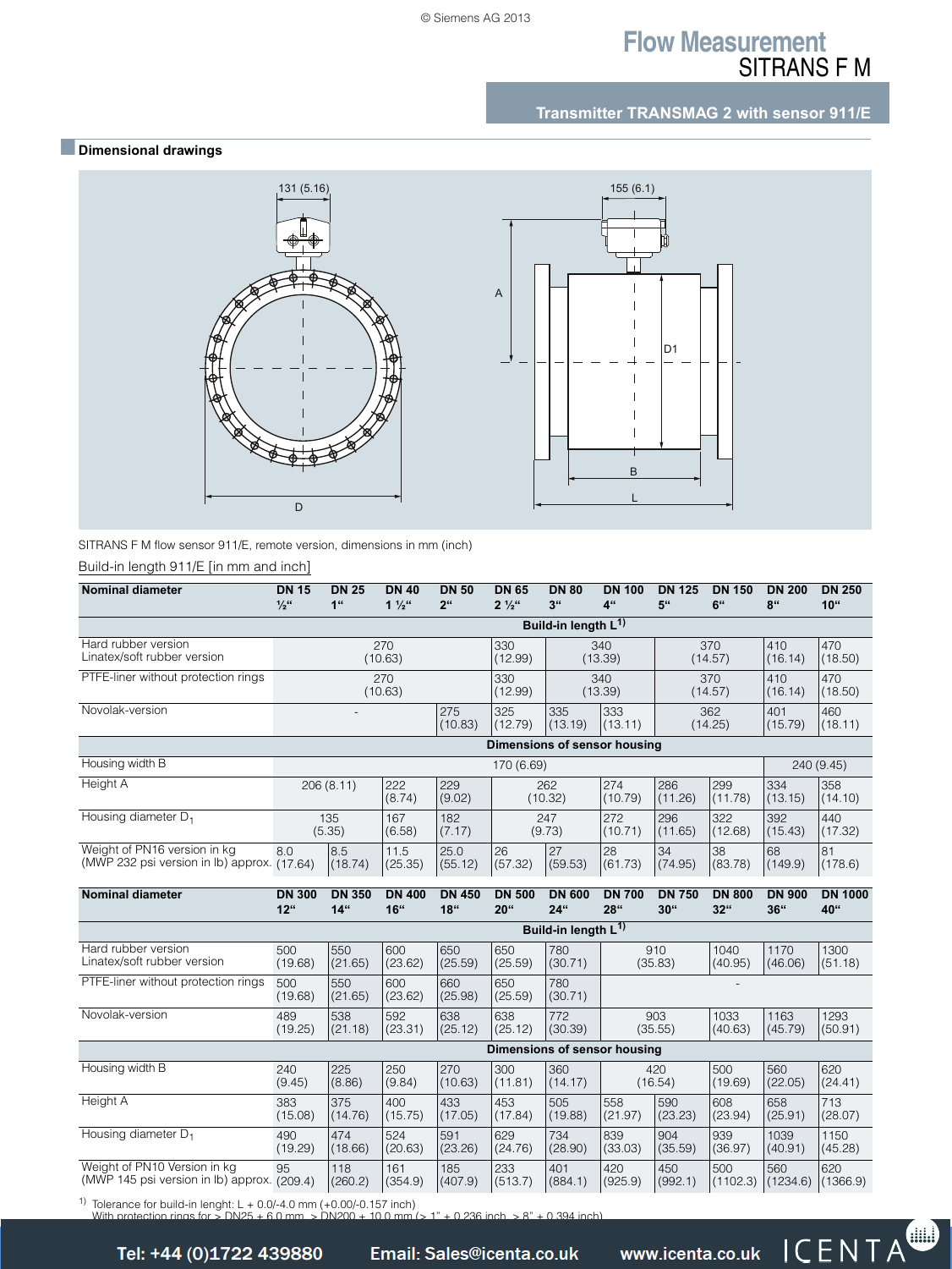## Dimensional drawings

131 (5.16)

155 (6.1)

A

D1

B

L

D

SITRANS F M flow sensor 911/E, remote version, dimensions in mm (inch)

Build-in length 911/E [in mm and inch]

| Nominal diameter | DN 15 ½" | DN 25 1" | DN 40 1 ½" | DN 50 2" | DN 65 2 ½" | DN 80 3" | DN 100 4" | DN 125 5" | DN 150 6" | DN 200 8" | DN 250 10" |
|---|---|---|---|---|---|---|---|---|---|---|---|
| **Build-in length L[1]** | | | | | | | | | | | |
| Hard rubber version Linatex/soft rubber version | 270 (10.63) | 270 (10.63) | 270 (10.63) | 270 (10.63) | 330 (12.99) | 340 (13.39) | 340 (13.39) | 370 (14.57) | 370 (14.57) | 410 (16.14) | 470 (18.50) |
| PTFE-liner without protection rings | 270 (10.63) | 270 (10.63) | 270 (10.63) | 270 (10.63) | 330 (12.99) | 340 (13.39) | 340 (13.39) | 370 (14.57) | 370 (14.57) | 410 (16.14) | 470 (18.50) |
| Novolak-version | - | - | - | 275 (10.83) | 325 (12.79) | 335 (13.19) | 333 (13.11) | 362 (14.25) | 362 (14.25) | 401 (15.79) | 460 (18.11) |
| **Dimensions of sensor housing** | | | | | | | | | | | |
| Housing width B | 170 (6.69) | 170 (6.69) | 170 (6.69) | 170 (6.69) | 170 (6.69) | 170 (6.69) | 170 (6.69) | 170 (6.69) | 170 (6.69) | 240 (9.45) | 240 (9.45) |
| Height A | 206 (8.11) | 206 (8.11) | 222 (8.74) | 229 (9.02) | 262 (10.32) | 262 (10.32) | 274 (10.79) | 286 (11.26) | 299 (11.78) | 334 (13.15) | 358 (14.10) |
| Housing diameter $D_1$ | 135 (5.35) | 135 (5.35) | 167 (6.58) | 182 (7.17) | 247 (9.73) | 247 (9.73) | 272 (10.71) | 296 (11.65) | 322 (12.68) | 392 (15.43) | 440 (17.32) |
| Weight of PN16 version in kg (MWP 232 psi version in lb) approx. | 8.0 (17.64) | 8.5 (18.74) | 11.5 (25.35) | 25.0 (55.12) | 26 (57.32) | 27 (59.53) | 28 (61.73) | 34 (74.95) | 38 (83.78) | 68 (149.9) | 81 (178.6) |

| Nominal diameter | DN 300 12" | DN 350 14" | DN 400 16" | DN 450 18" | DN 500 20" | DN 600 24" | DN 700 28" | DN 750 30" | DN 800 32" | DN 900 36" | DN 1000 40" |
|---|---|---|---|---|---|---|---|---|---|---|---|
| **Build-in length L[1]** | | | | | | | | | | | |
| Hard rubber version Linatex/soft rubber version | 500 (19.68) | 550 (21.65) | 600 (23.62) | 650 (25.59) | 650 (25.59) | 780 (30.71) | 910 (35.83) | 910 (35.83) | 1040 (40.95) | 1170 (46.06) | 1300 (51.18) |
| PTFE-liner without protection rings | 500 (19.68) | 550 (21.65) | 600 (23.62) | 660 (25.98) | 650 (25.59) | 780 (30.71) | - | - | - | - | - |
| Novolak-version | 489 (19.25) | 538 (21.18) | 592 (23.31) | 638 (25.12) | 638 (25.12) | 772 (30.39) | 903 (35.55) | 903 (35.55) | 1033 (40.63) | 1163 (45.79) | 1293 (50.91) |
| **Dimensions of sensor housing** | | | | | | | | | | | |
| Housing width B | 240 (9.45) | 225 (8.86) | 250 (9.84) | 270 (10.63) | 300 (11.81) | 360 (14.17) | 420 (16.54) | 420 (16.54) | 500 (19.69) | 560 (22.05) | 620 (24.41) |
| Height A | 383 (15.08) | 375 (14.76) | 400 (15.75) | 433 (17.05) | 453 (17.84) | 505 (19.88) | 558 (21.97) | 590 (23.23) | 608 (23.94) | 658 (25.91) | 713 (28.07) |
| Housing diameter $D_1$ | 490 (19.29) | 474 (18.66) | 524 (20.63) | 591 (23.26) | 629 (24.76) | 734 (28.90) | 839 (33.03) | 904 (35.59) | 939 (36.97) | 1039 (40.91) | 1150 (45.28) |
| Weight of PN10 Version in kg (MWP 145 psi version in lb) approx. | 95 (209.4) | 118 (260.2) | 161 (354.9) | 185 (407.9) | 233 (513.7) | 401 (884.1) | 420 (925.9) | 450 (992.1) | 500 (1102.3) | 560 (1234.6) | 620 (1366.9) |

[1] Tolerance for build-in lenght: L + 0.0/-4.0 mm (+0.00/-0.157 inch)
With protection rings for ≥ DN25 + 6.0 mm, ≥ DN200 + 10.0 mm (≥ 1" + 0.236 inch, ≥ 8" + 0.394 inch)